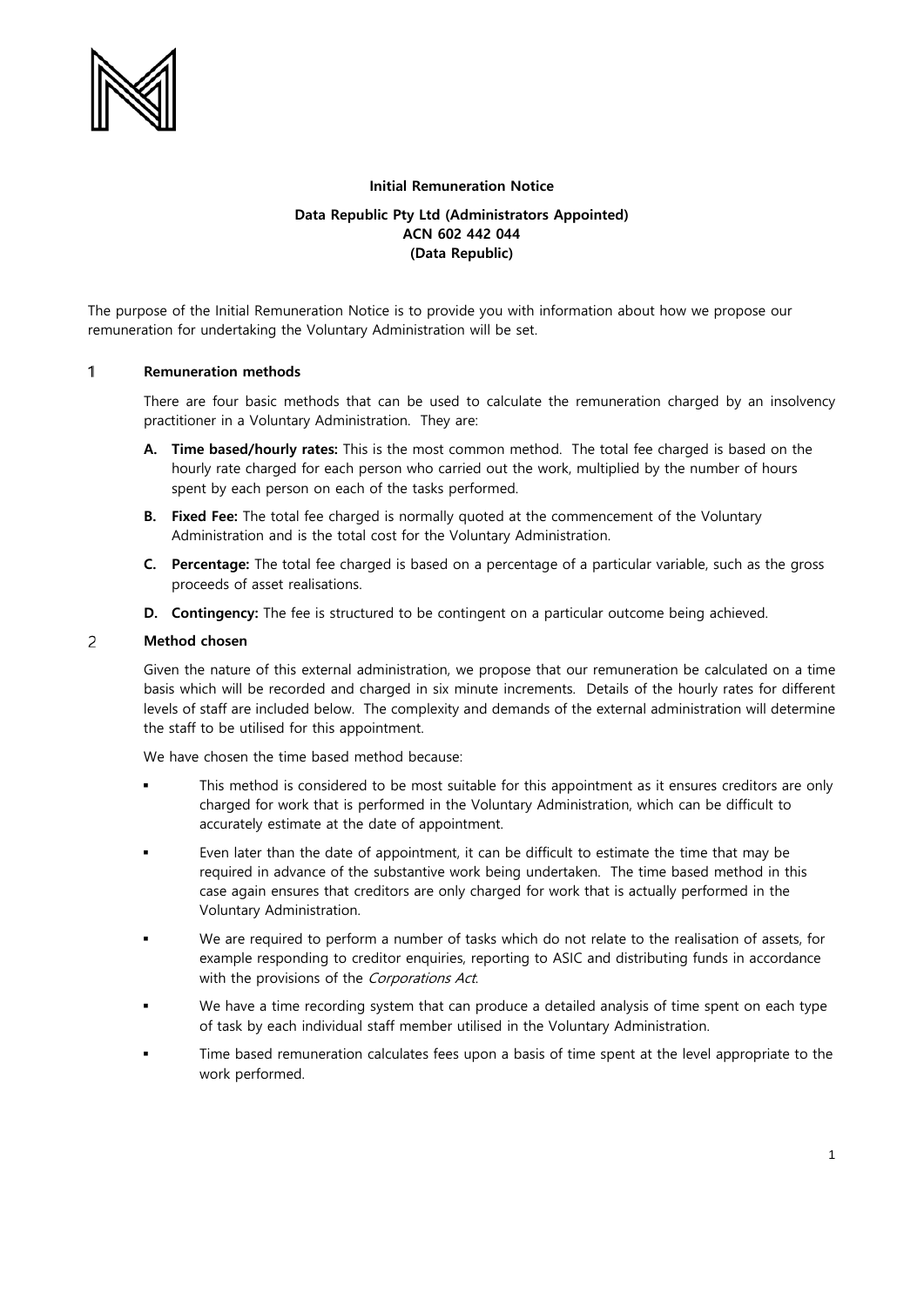**Initial Remuneration Notice**

**Data Republic Pty Ltd (Administrators Appointed)**
**ACN 602 442 044**
**(Data Republic)**

The purpose of the Initial Remuneration Notice is to provide you with information about how we propose our remuneration for undertaking the Voluntary Administration will be set.

## 1 Remuneration methods

There are four basic methods that can be used to calculate the remuneration charged by an insolvency practitioner in a Voluntary Administration. They are:

- **A. Time based/hourly rates:** This is the most common method. The total fee charged is based on the hourly rate charged for each person who carried out the work, multiplied by the number of hours spent by each person on each of the tasks performed.
- **B. Fixed Fee:** The total fee charged is normally quoted at the commencement of the Voluntary Administration and is the total cost for the Voluntary Administration.
- **C. Percentage:** The total fee charged is based on a percentage of a particular variable, such as the gross proceeds of asset realisations.
- **D. Contingency:** The fee is structured to be contingent on a particular outcome being achieved.

## 2 Method chosen

Given the nature of this external administration, we propose that our remuneration be calculated on a time basis which will be recorded and charged in six minute increments. Details of the hourly rates for different levels of staff are included below. The complexity and demands of the external administration will determine the staff to be utilised for this appointment.

We have chosen the time based method because:

- This method is considered to be most suitable for this appointment as it ensures creditors are only charged for work that is performed in the Voluntary Administration, which can be difficult to accurately estimate at the date of appointment.
- Even later than the date of appointment, it can be difficult to estimate the time that may be required in advance of the substantive work being undertaken. The time based method in this case again ensures that creditors are only charged for work that is actually performed in the Voluntary Administration.
- We are required to perform a number of tasks which do not relate to the realisation of assets, for example responding to creditor enquiries, reporting to ASIC and distributing funds in accordance with the provisions of the *Corporations Act*.
- We have a time recording system that can produce a detailed analysis of time spent on each type of task by each individual staff member utilised in the Voluntary Administration.
- Time based remuneration calculates fees upon a basis of time spent at the level appropriate to the work performed.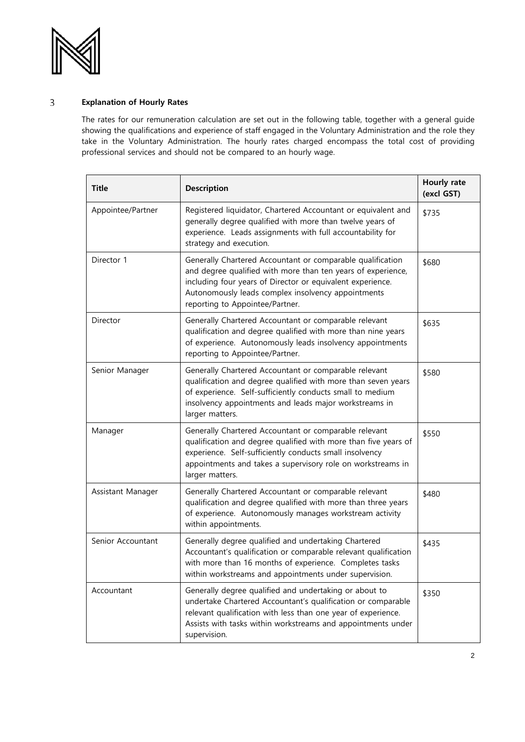## 3 Explanation of Hourly Rates

The rates for our remuneration calculation are set out in the following table, together with a general guide showing the qualifications and experience of staff engaged in the Voluntary Administration and the role they take in the Voluntary Administration. The hourly rates charged encompass the total cost of providing professional services and should not be compared to an hourly wage.

| Title | Description | Hourly rate (excl GST) |
|---|---|---|
| Appointee/Partner | Registered liquidator, Chartered Accountant or equivalent and generally degree qualified with more than twelve years of experience. Leads assignments with full accountability for strategy and execution. | $735 |
| Director 1 | Generally Chartered Accountant or comparable qualification and degree qualified with more than ten years of experience, including four years of Director or equivalent experience. Autonomously leads complex insolvency appointments reporting to Appointee/Partner. | $680 |
| Director | Generally Chartered Accountant or comparable relevant qualification and degree qualified with more than nine years of experience. Autonomously leads insolvency appointments reporting to Appointee/Partner. | $635 |
| Senior Manager | Generally Chartered Accountant or comparable relevant qualification and degree qualified with more than seven years of experience. Self-sufficiently conducts small to medium insolvency appointments and leads major workstreams in larger matters. | $580 |
| Manager | Generally Chartered Accountant or comparable relevant qualification and degree qualified with more than five years of experience. Self-sufficiently conducts small insolvency appointments and takes a supervisory role on workstreams in larger matters. | $550 |
| Assistant Manager | Generally Chartered Accountant or comparable relevant qualification and degree qualified with more than three years of experience. Autonomously manages workstream activity within appointments. | $480 |
| Senior Accountant | Generally degree qualified and undertaking Chartered Accountant's qualification or comparable relevant qualification with more than 16 months of experience. Completes tasks within workstreams and appointments under supervision. | $435 |
| Accountant | Generally degree qualified and undertaking or about to undertake Chartered Accountant's qualification or comparable relevant qualification with less than one year of experience. Assists with tasks within workstreams and appointments under supervision. | $350 |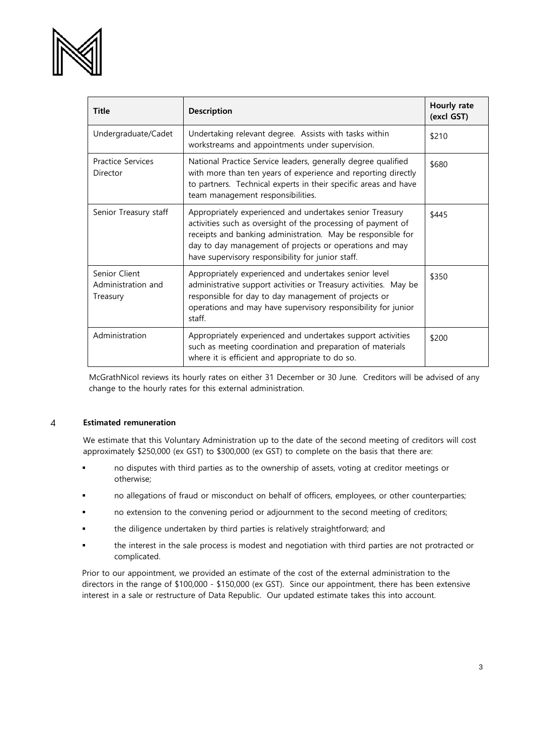| Title | Description | Hourly rate (excl GST) |
|---|---|---|
| Undergraduate/Cadet | Undertaking relevant degree. Assists with tasks within workstreams and appointments under supervision. | $210 |
| Practice Services Director | National Practice Service leaders, generally degree qualified with more than ten years of experience and reporting directly to partners. Technical experts in their specific areas and have team management responsibilities. | $680 |
| Senior Treasury staff | Appropriately experienced and undertakes senior Treasury activities such as oversight of the processing of payment of receipts and banking administration. May be responsible for day to day management of projects or operations and may have supervisory responsibility for junior staff. | $445 |
| Senior Client Administration and Treasury | Appropriately experienced and undertakes senior level administrative support activities or Treasury activities. May be responsible for day to day management of projects or operations and may have supervisory responsibility for junior staff. | $350 |
| Administration | Appropriately experienced and undertakes support activities such as meeting coordination and preparation of materials where it is efficient and appropriate to do so. | $200 |

McGrathNicol reviews its hourly rates on either 31 December or 30 June. Creditors will be advised of any change to the hourly rates for this external administration.

## 4 Estimated remuneration

We estimate that this Voluntary Administration up to the date of the second meeting of creditors will cost approximately $250,000 (ex GST) to $300,000 (ex GST) to complete on the basis that there are:

- no disputes with third parties as to the ownership of assets, voting at creditor meetings or otherwise;
- no allegations of fraud or misconduct on behalf of officers, employees, or other counterparties;
- no extension to the convening period or adjournment to the second meeting of creditors;
- the diligence undertaken by third parties is relatively straightforward; and
- the interest in the sale process is modest and negotiation with third parties are not protracted or complicated.

Prior to our appointment, we provided an estimate of the cost of the external administration to the directors in the range of $100,000 - $150,000 (ex GST). Since our appointment, there has been extensive interest in a sale or restructure of Data Republic. Our updated estimate takes this into account.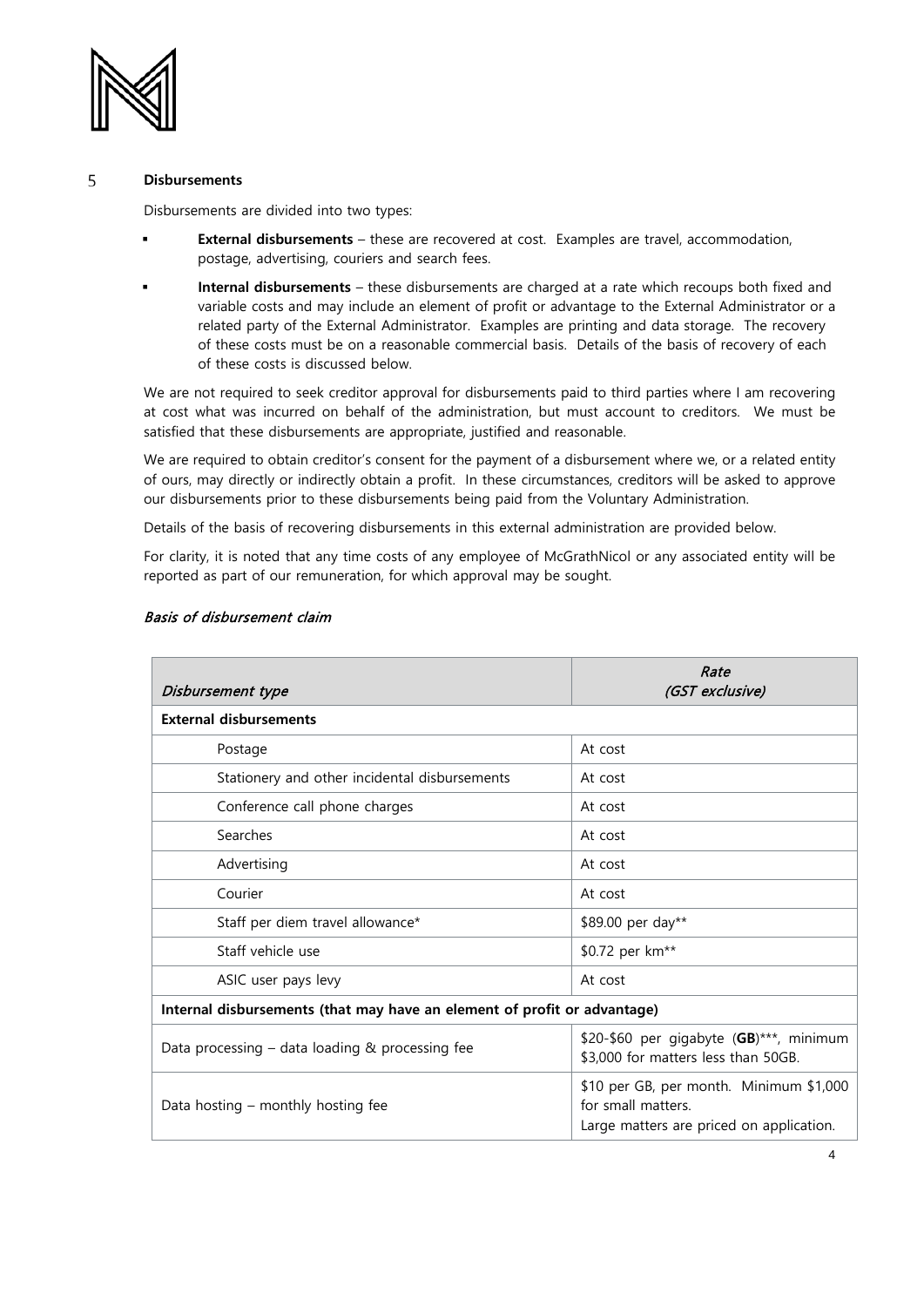## 5 Disbursements

Disbursements are divided into two types:

- **External disbursements** – these are recovered at cost. Examples are travel, accommodation, postage, advertising, couriers and search fees.
- **Internal disbursements** – these disbursements are charged at a rate which recoups both fixed and variable costs and may include an element of profit or advantage to the External Administrator or a related party of the External Administrator. Examples are printing and data storage. The recovery of these costs must be on a reasonable commercial basis. Details of the basis of recovery of each of these costs is discussed below.

We are not required to seek creditor approval for disbursements paid to third parties where I am recovering at cost what was incurred on behalf of the administration, but must account to creditors. We must be satisfied that these disbursements are appropriate, justified and reasonable.

We are required to obtain creditor's consent for the payment of a disbursement where we, or a related entity of ours, may directly or indirectly obtain a profit. In these circumstances, creditors will be asked to approve our disbursements prior to these disbursements being paid from the Voluntary Administration.

Details of the basis of recovering disbursements in this external administration are provided below.

For clarity, it is noted that any time costs of any employee of McGrathNicol or any associated entity will be reported as part of our remuneration, for which approval may be sought.

### *Basis of disbursement claim*

| *Disbursement type* | *Rate (GST exclusive)* |
|---|---|
| **External disbursements** | |
| Postage | At cost |
| Stationery and other incidental disbursements | At cost |
| Conference call phone charges | At cost |
| Searches | At cost |
| Advertising | At cost |
| Courier | At cost |
| Staff per diem travel allowance* | $89.00 per day** |
| Staff vehicle use | $0.72 per km** |
| ASIC user pays levy | At cost |
| **Internal disbursements (that may have an element of profit or advantage)** | |
| Data processing – data loading & processing fee | $20-$60 per gigabyte (**GB**)***, minimum $3,000 for matters less than 50GB. |
| Data hosting – monthly hosting fee | $10 per GB, per month. Minimum $1,000 for small matters. Large matters are priced on application. |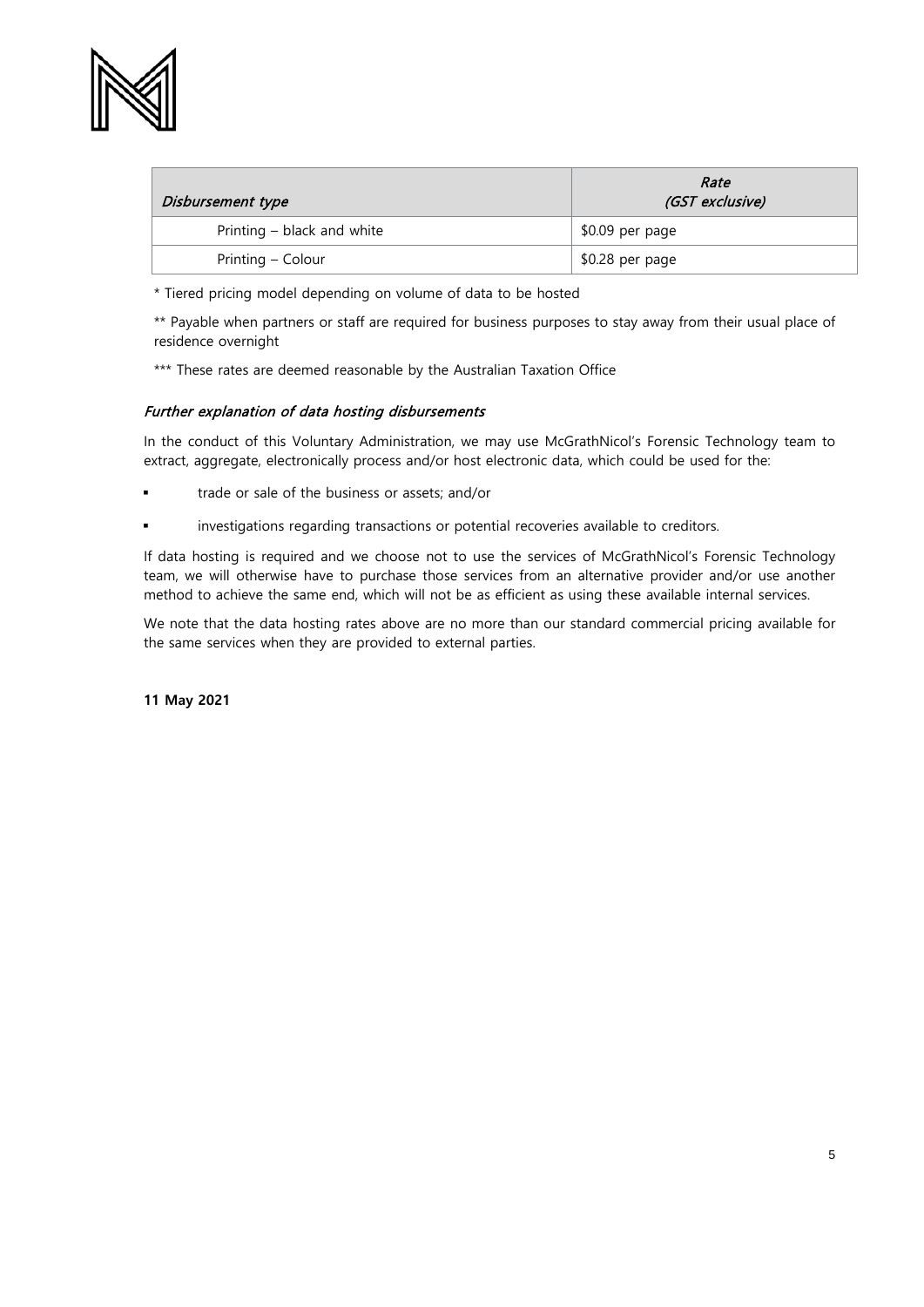| *Disbursement type* | *Rate (GST exclusive)* |
| --- | --- |
| Printing – black and white | $0.09 per page |
| Printing – Colour | $0.28 per page |

* Tiered pricing model depending on volume of data to be hosted

** Payable when partners or staff are required for business purposes to stay away from their usual place of residence overnight

*** These rates are deemed reasonable by the Australian Taxation Office

### *Further explanation of data hosting disbursements*

In the conduct of this Voluntary Administration, we may use McGrathNicol's Forensic Technology team to extract, aggregate, electronically process and/or host electronic data, which could be used for the:

- trade or sale of the business or assets; and/or
- investigations regarding transactions or potential recoveries available to creditors.

If data hosting is required and we choose not to use the services of McGrathNicol's Forensic Technology team, we will otherwise have to purchase those services from an alternative provider and/or use another method to achieve the same end, which will not be as efficient as using these available internal services.

We note that the data hosting rates above are no more than our standard commercial pricing available for the same services when they are provided to external parties.

**11 May 2021**